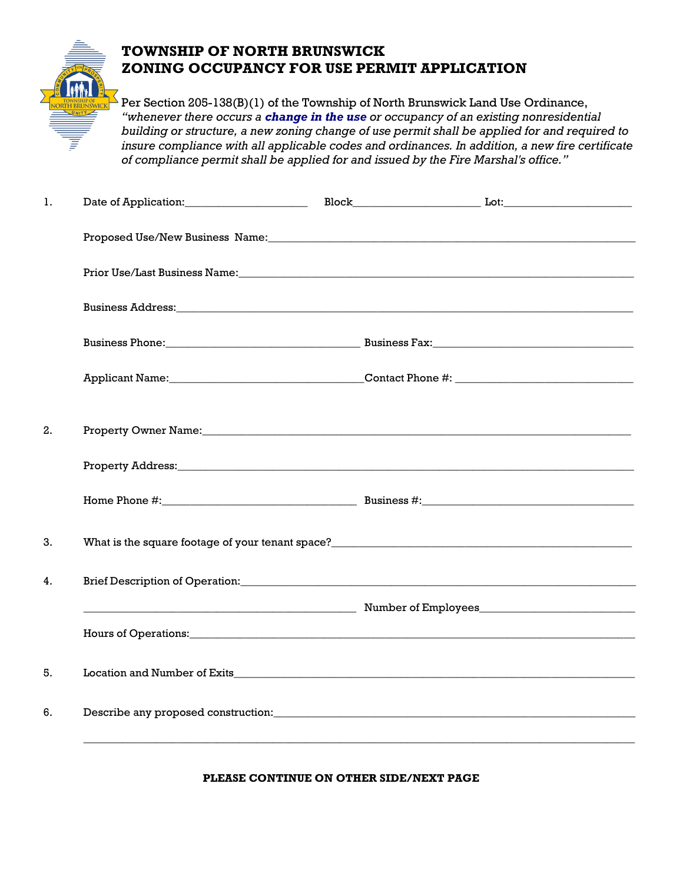# TOWNSHIP OF NORTH BRUNSWICK
# ZONING OCCUPANCY FOR USE PERMIT APPLICATION

Per Section 205-138(B)(1) of the Township of North Brunswick Land Use Ordinance, *"whenever there occurs a* ***change in the use*** *or occupancy of an existing nonresidential building or structure, a new zoning change of use permit shall be applied for and required to insure compliance with all applicable codes and ordinances. In addition, a new fire certificate of compliance permit shall be applied for and issued by the Fire Marshal's office."*

1. Date of Application:______________________ Block______________________ Lot:______________________

   Proposed Use/New Business Name:________________________________________________________________

   Prior Use/Last Business Name:__________________________________________________________________

   Business Address:______________________________________________________________________________

   Business Phone:__________________________________ Business Fax:__________________________________

   Applicant Name:__________________________________Contact Phone #: ______________________________

2. Property Owner Name:_________________________________________________________________________

   Property Address:______________________________________________________________________________

   Home Phone #:__________________________________ Business #:____________________________________

3. What is the square footage of your tenant space?_____________________________________________________

4. Brief Description of Operation:_________________________________________________________________

   ______________________________________________ Number of Employees___________________________

   Hours of Operations:___________________________________________________________________________

5. Location and Number of Exits__________________________________________________________________

6. Describe any proposed construction:_____________________________________________________________

   ______________________________________________________________________________________________

**PLEASE CONTINUE ON OTHER SIDE/NEXT PAGE**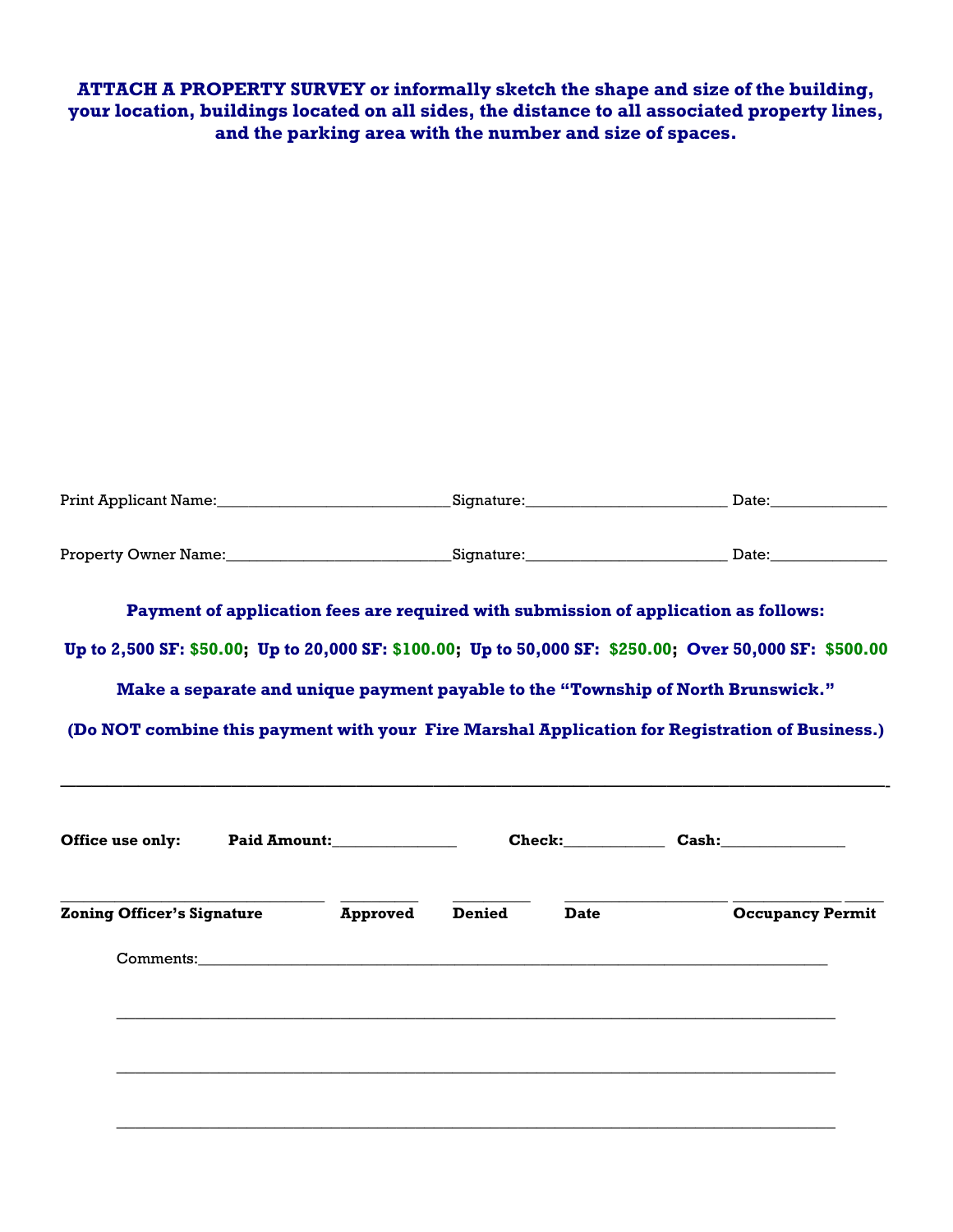**ATTACH A PROPERTY SURVEY or informally sketch the shape and size of the building, your location, buildings located on all sides, the distance to all associated property lines, and the parking area with the number and size of spaces.**

Print Applicant Name:____________________________Signature:________________________ Date:______________

Property Owner Name:___________________________Signature:________________________ Date:______________

**Payment of application fees are required with submission of application as follows:**

**Up to 2,500 SF: $50.00; Up to 20,000 SF: $100.00; Up to 50,000 SF: $250.00; Over 50,000 SF: $500.00**

**Make a separate and unique payment payable to the "Township of North Brunswick."**

**(Do NOT combine this payment with your Fire Marshal Application for Registration of Business.)**

---

**Office use only:** **Paid Amount:**_______________ **Check:**____________ **Cash:**_______________

_______________________________ _________ _________ ___________________ _____________ _____

**Zoning Officer's Signature** **Approved** **Denied** **Date** **Occupancy Permit**

Comments:_____________________________________________________________________________

______________________________________________________________________________________

______________________________________________________________________________________

______________________________________________________________________________________